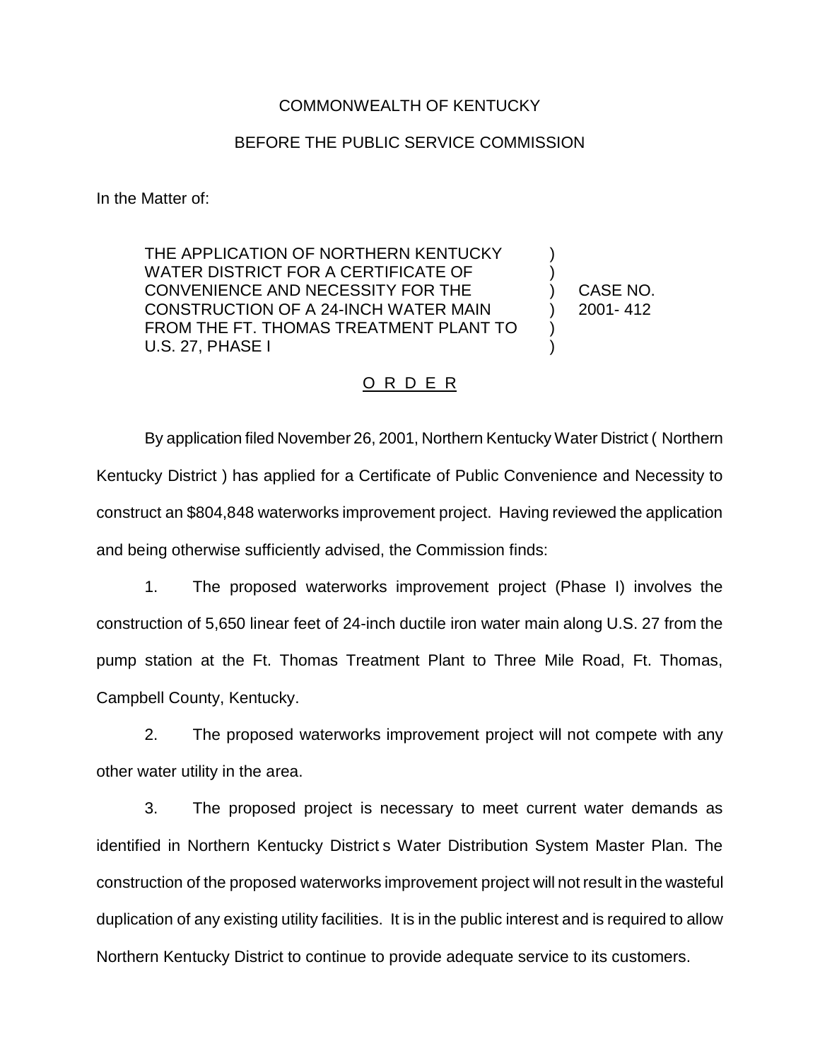COMMONWEALTH OF KENTUCKY

BEFORE THE PUBLIC SERVICE COMMISSION

In the Matter of:

| | | |
|---|---|---|
| THE APPLICATION OF NORTHERN KENTUCKY WATER DISTRICT FOR A CERTIFICATE OF CONVENIENCE AND NECESSITY FOR THE CONSTRUCTION OF A 24-INCH WATER MAIN FROM THE FT. THOMAS TREATMENT PLANT TO U.S. 27, PHASE I | ) | CASE NO. 2001- 412 |

O R D E R

By application filed November 26, 2001, Northern Kentucky Water District ( Northern Kentucky District ) has applied for a Certificate of Public Convenience and Necessity to construct an $804,848 waterworks improvement project. Having reviewed the application and being otherwise sufficiently advised, the Commission finds:

1. The proposed waterworks improvement project (Phase I) involves the construction of 5,650 linear feet of 24-inch ductile iron water main along U.S. 27 from the pump station at the Ft. Thomas Treatment Plant to Three Mile Road, Ft. Thomas, Campbell County, Kentucky.

2. The proposed waterworks improvement project will not compete with any other water utility in the area.

3. The proposed project is necessary to meet current water demands as identified in Northern Kentucky District s Water Distribution System Master Plan. The construction of the proposed waterworks improvement project will not result in the wasteful duplication of any existing utility facilities. It is in the public interest and is required to allow Northern Kentucky District to continue to provide adequate service to its customers.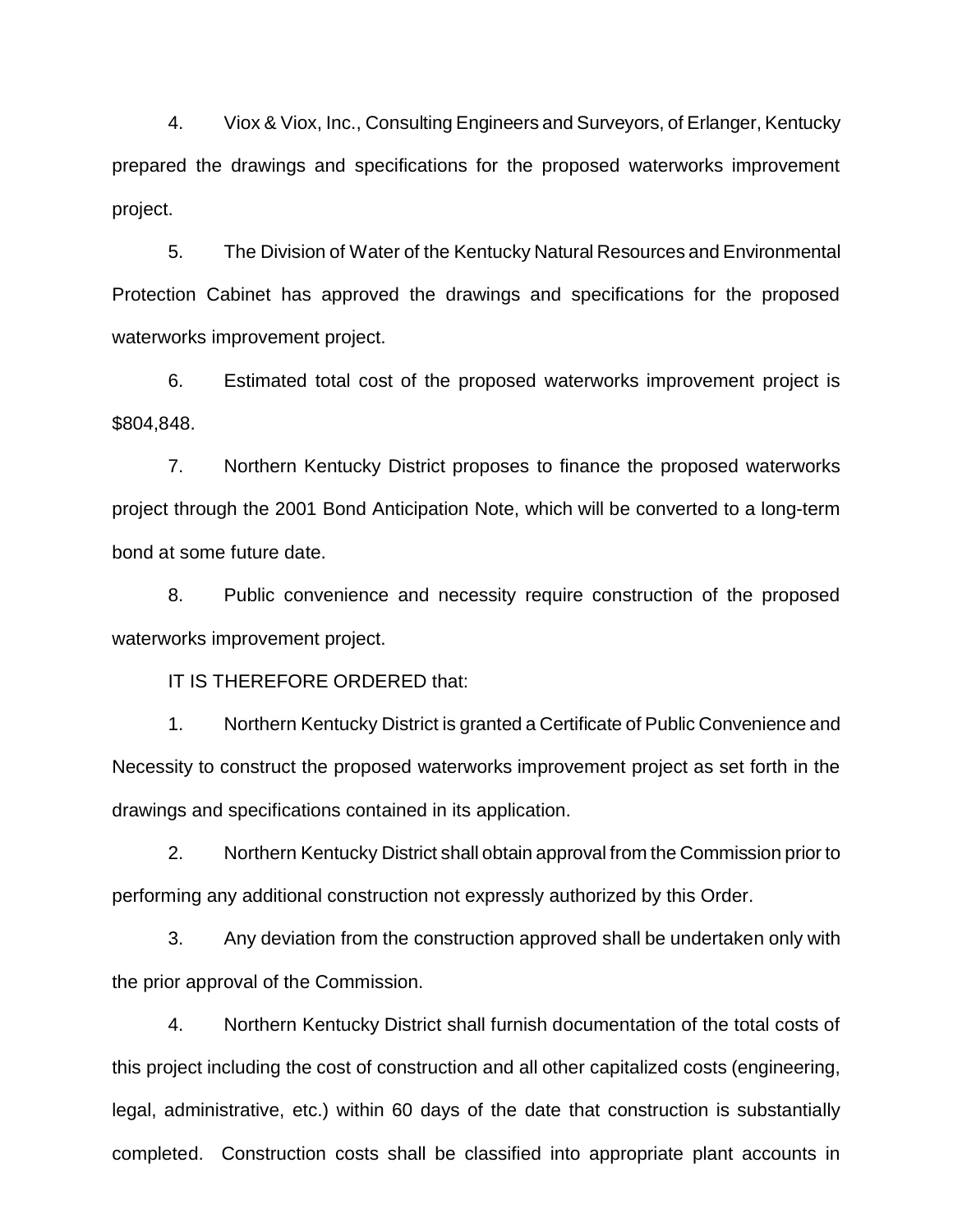4. Viox & Viox, Inc., Consulting Engineers and Surveyors, of Erlanger, Kentucky prepared the drawings and specifications for the proposed waterworks improvement project.

5. The Division of Water of the Kentucky Natural Resources and Environmental Protection Cabinet has approved the drawings and specifications for the proposed waterworks improvement project.

6. Estimated total cost of the proposed waterworks improvement project is $804,848.

7. Northern Kentucky District proposes to finance the proposed waterworks project through the 2001 Bond Anticipation Note, which will be converted to a long-term bond at some future date.

8. Public convenience and necessity require construction of the proposed waterworks improvement project.

IT IS THEREFORE ORDERED that:

1. Northern Kentucky District is granted a Certificate of Public Convenience and Necessity to construct the proposed waterworks improvement project as set forth in the drawings and specifications contained in its application.

2. Northern Kentucky District shall obtain approval from the Commission prior to performing any additional construction not expressly authorized by this Order.

3. Any deviation from the construction approved shall be undertaken only with the prior approval of the Commission.

4. Northern Kentucky District shall furnish documentation of the total costs of this project including the cost of construction and all other capitalized costs (engineering, legal, administrative, etc.) within 60 days of the date that construction is substantially completed. Construction costs shall be classified into appropriate plant accounts in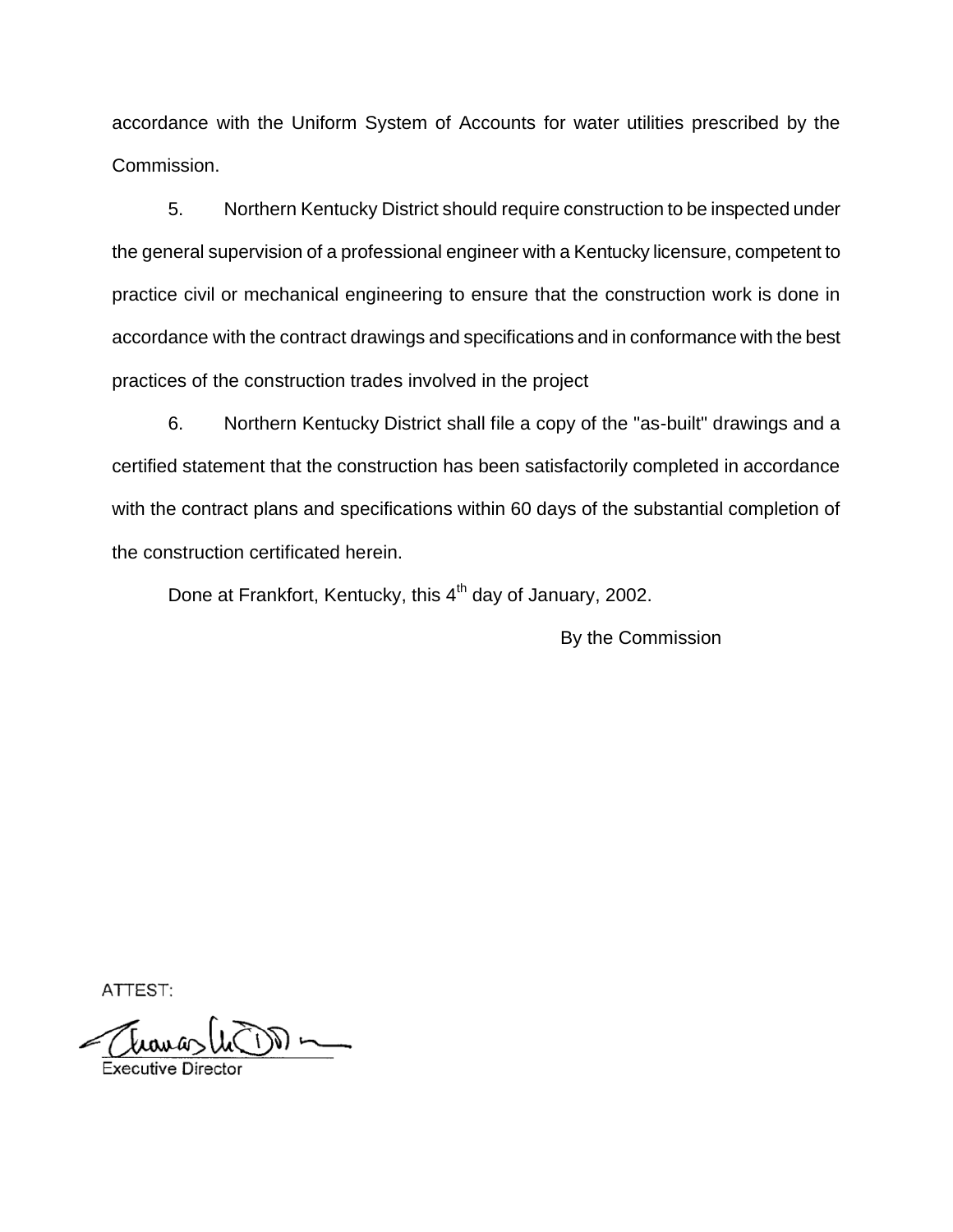accordance with the Uniform System of Accounts for water utilities prescribed by the Commission.

5. Northern Kentucky District should require construction to be inspected under the general supervision of a professional engineer with a Kentucky licensure, competent to practice civil or mechanical engineering to ensure that the construction work is done in accordance with the contract drawings and specifications and in conformance with the best practices of the construction trades involved in the project

6. Northern Kentucky District shall file a copy of the "as-built" drawings and a certified statement that the construction has been satisfactorily completed in accordance with the contract plans and specifications within 60 days of the substantial completion of the construction certificated herein.

Done at Frankfort, Kentucky, this 4th day of January, 2002.

By the Commission

ATTEST:

Executive Director